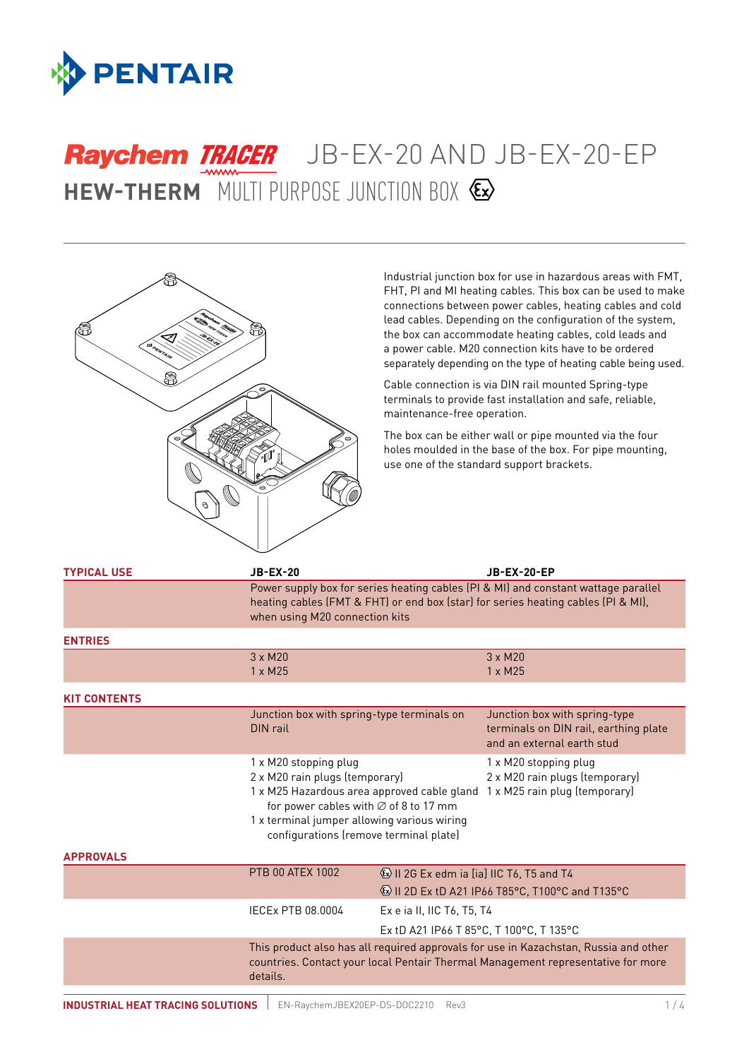# Raychem TRACER JB-EX-20 AND JB-EX-20-EP

## HEW-THERM MULTI PURPOSE JUNCTION BOX

Industrial junction box for use in hazardous areas with FMT, FHT, PI and MI heating cables. This box can be used to make connections between power cables, heating cables and cold lead cables. Depending on the configuration of the system, the box can accommodate heating cables, cold leads and a power cable. M20 connection kits have to be ordered separately depending on the type of heating cable being used.

Cable connection is via DIN rail mounted Spring-type terminals to provide fast installation and safe, reliable, maintenance-free operation.

The box can be either wall or pipe mounted via the four holes moulded in the base of the box. For pipe mounting, use one of the standard support brackets.

| | JB-EX-20 | JB-EX-20-EP |
|---|---|---|
| **TYPICAL USE** | Power supply box for series heating cables (PI & MI) and constant wattage parallel heating cables (FMT & FHT) or end box (star) for series heating cables (PI & MI), when using M20 connection kits | |
| **ENTRIES** | 3 x M20<br>1 x M25 | 3 x M20<br>1 x M25 |
| **KIT CONTENTS** | Junction box with spring-type terminals on DIN rail | Junction box with spring-type terminals on DIN rail, earthing plate and an external earth stud |
| | 1 x M20 stopping plug<br>2 x M20 rain plugs (temporary)<br>1 x M25 Hazardous area approved cable gland for power cables with ∅ of 8 to 17 mm<br>1 x terminal jumper allowing various wiring configurations (remove terminal plate) | 1 x M20 stopping plug<br>2 x M20 rain plugs (temporary)<br>1 x M25 rain plug (temporary) |

| APPROVALS | | |
|---|---|---|
| | PTB 00 ATEX 1002 | Ex II 2G Ex edm ia [ia] IIC T6, T5 and T4<br>Ex II 2D Ex tD A21 IP66 T85°C, T100°C and T135°C |
| | IECEx PTB 08.0004 | Ex e ia II, IIC T6, T5, T4<br>Ex tD A21 IP66 T 85°C, T 100°C, T 135°C |
| | This product also has all required approvals for use in Kazachstan, Russia and other countries. Contact your local Pentair Thermal Management representative for more details. | |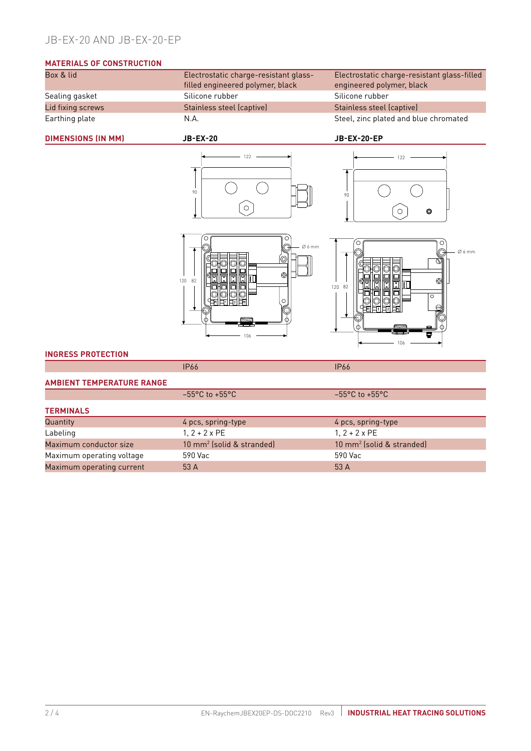# JB-EX-20 AND JB-EX-20-EP

## MATERIALS OF CONSTRUCTION

| | | |
|---|---|---|
| Box & lid | Electrostatic charge-resistant glass-filled engineered polymer, black | Electrostatic charge-resistant glass-filled engineered polymer, black |
| Sealing gasket | Silicone rubber | Silicone rubber |
| Lid fixing screws | Stainless steel (captive) | Stainless steel (captive) |
| Earthing plate | N.A. | Steel, zinc plated and blue chromated |

## DIMENSIONS (IN MM)

| | JB-EX-20 | JB-EX-20-EP |
|---|---|---|

## INGRESS PROTECTION

| | | |
|---|---|---|
| | IP66 | IP66 |

## AMBIENT TEMPERATURE RANGE

| | | |
|---|---|---|
| | –55°C to +55°C | –55°C to +55°C |

## TERMINALS

| | | |
|---|---|---|
| Quantity | 4 pcs, spring-type | 4 pcs, spring-type |
| Labeling | 1, 2 + 2 x PE | 1, 2 + 2 x PE |
| Maximum conductor size | 10 mm² (solid & stranded) | 10 mm² (solid & stranded) |
| Maximum operating voltage | 590 Vac | 590 Vac |
| Maximum operating current | 53 A | 53 A |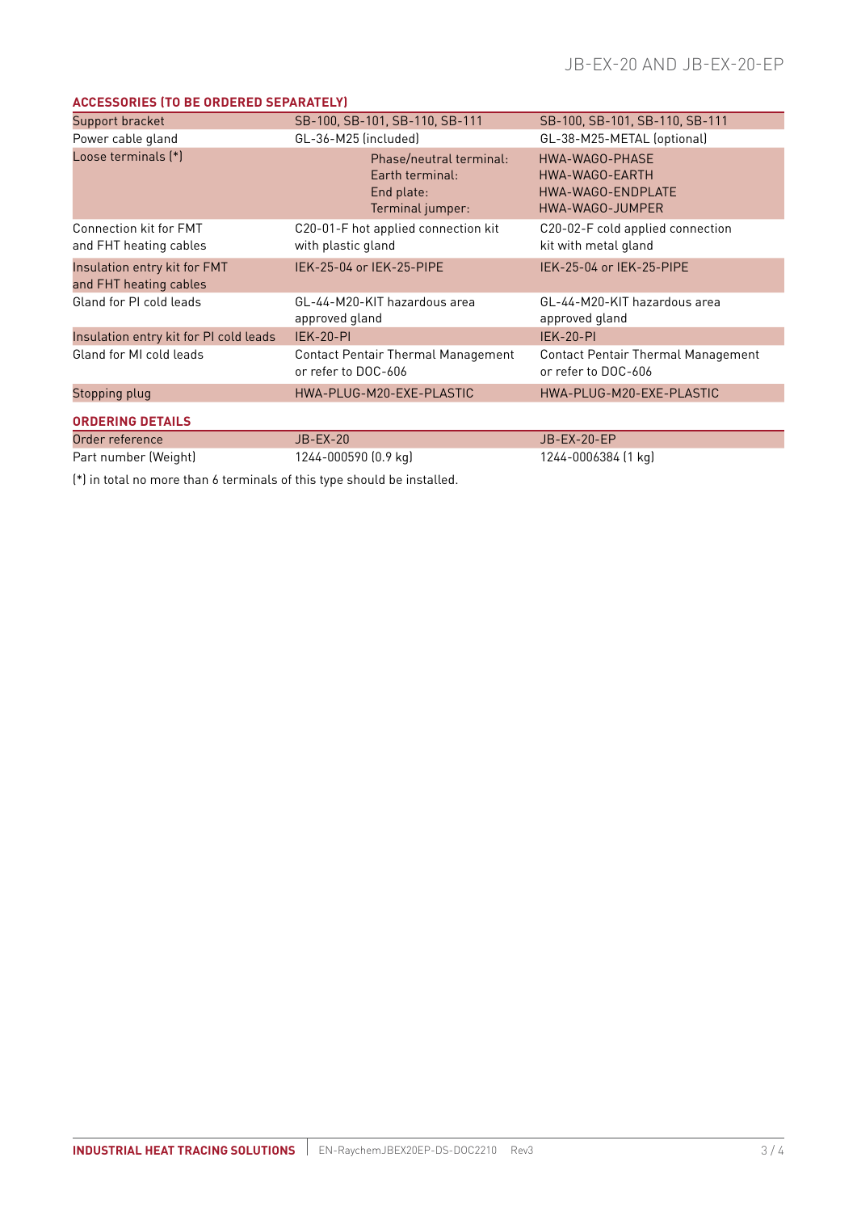## ACCESSORIES (TO BE ORDERED SEPARATELY)

| | | |
|---|---|---|
| Support bracket | SB-100, SB-101, SB-110, SB-111 | SB-100, SB-101, SB-110, SB-111 |
| Power cable gland | GL-36-M25 (included) | GL-38-M25-METAL (optional) |
| Loose terminals (*) | Phase/neutral terminal:<br>Earth terminal:<br>End plate:<br>Terminal jumper: | HWA-WAGO-PHASE<br>HWA-WAGO-EARTH<br>HWA-WAGO-ENDPLATE<br>HWA-WAGO-JUMPER |
| Connection kit for FMT and FHT heating cables | C20-01-F hot applied connection kit with plastic gland | C20-02-F cold applied connection kit with metal gland |
| Insulation entry kit for FMT and FHT heating cables | IEK-25-04 or IEK-25-PIPE | IEK-25-04 or IEK-25-PIPE |
| Gland for PI cold leads | GL-44-M20-KIT hazardous area approved gland | GL-44-M20-KIT hazardous area approved gland |
| Insulation entry kit for PI cold leads | IEK-20-PI | IEK-20-PI |
| Gland for MI cold leads | Contact Pentair Thermal Management or refer to DOC-606 | Contact Pentair Thermal Management or refer to DOC-606 |
| Stopping plug | HWA-PLUG-M20-EXE-PLASTIC | HWA-PLUG-M20-EXE-PLASTIC |

## ORDERING DETAILS

| | | |
|---|---|---|
| Order reference | JB-EX-20 | JB-EX-20-EP |
| Part number (Weight) | 1244-000590 (0.9 kg) | 1244-0006384 (1 kg) |

(*) in total no more than 6 terminals of this type should be installed.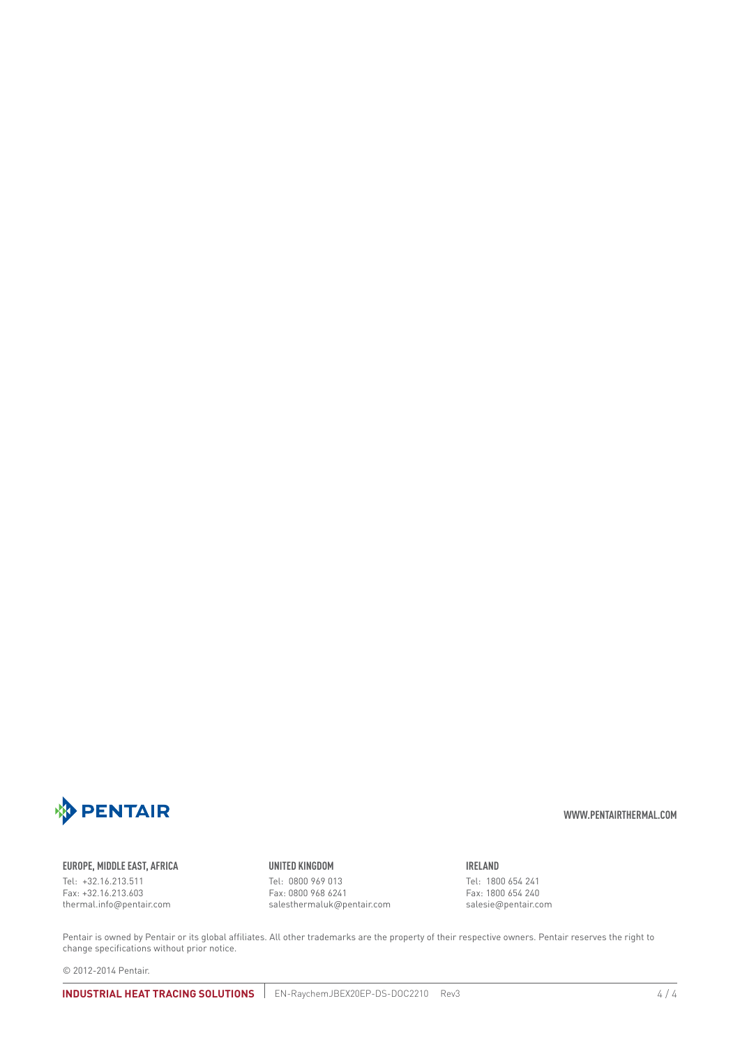PENTAIR

WWW.PENTAIRTHERMAL.COM

**EUROPE, MIDDLE EAST, AFRICA**

Tel: +32.16.213.511
Fax: +32.16.213.603
thermal.info@pentair.com

**UNITED KINGDOM**

Tel: 0800 969 013
Fax: 0800 968 6241
salesthermaluk@pentair.com

**IRELAND**

Tel: 1800 654 241
Fax: 1800 654 240
salesie@pentair.com

Pentair is owned by Pentair or its global affiliates. All other trademarks are the property of their respective owners. Pentair reserves the right to change specifications without prior notice.

© 2012-2014 Pentair.

**INDUSTRIAL HEAT TRACING SOLUTIONS** | EN-RaychemJBEX20EP-DS-DOC2210 Rev3